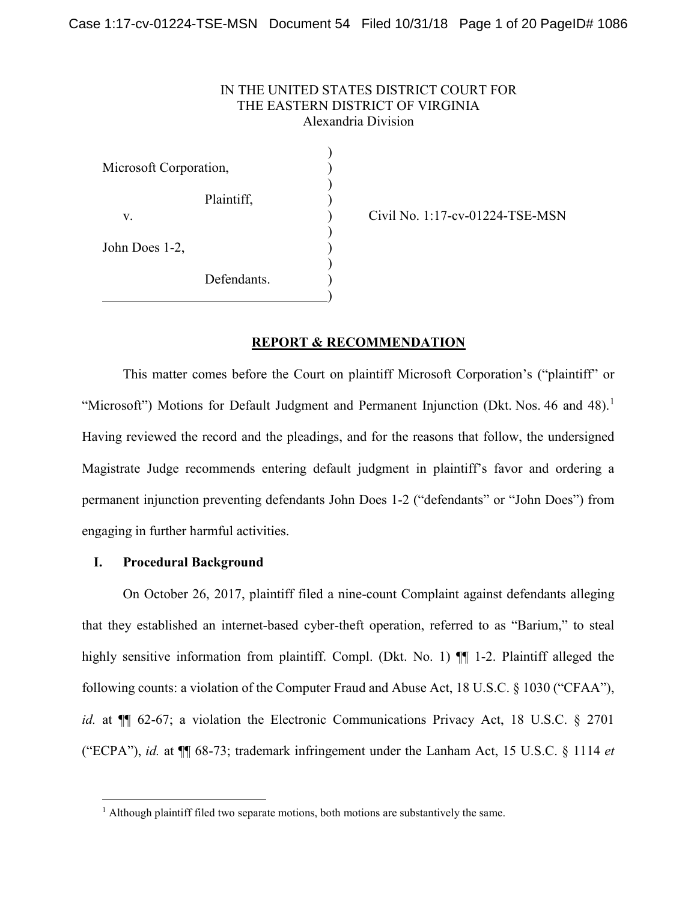IN THE UNITED STATES DISTRICT COURT FOR
THE EASTERN DISTRICT OF VIRGINIA
Alexandria Division

Microsoft Corporation,

Plaintiff,

v.

John Does 1-2,

Defendants.

Civil No. 1:17-cv-01224-TSE-MSN

## REPORT & RECOMMENDATION

This matter comes before the Court on plaintiff Microsoft Corporation's ("plaintiff" or "Microsoft") Motions for Default Judgment and Permanent Injunction (Dkt. Nos. 46 and 48).[1] Having reviewed the record and the pleadings, and for the reasons that follow, the undersigned Magistrate Judge recommends entering default judgment in plaintiff's favor and ordering a permanent injunction preventing defendants John Does 1-2 ("defendants" or "John Does") from engaging in further harmful activities.

### I. Procedural Background

On October 26, 2017, plaintiff filed a nine-count Complaint against defendants alleging that they established an internet-based cyber-theft operation, referred to as "Barium," to steal highly sensitive information from plaintiff. Compl. (Dkt. No. 1) ¶¶ 1-2. Plaintiff alleged the following counts: a violation of the Computer Fraud and Abuse Act, 18 U.S.C. § 1030 ("CFAA"), *id.* at ¶¶ 62-67; a violation the Electronic Communications Privacy Act, 18 U.S.C. § 2701 ("ECPA"), *id.* at ¶¶ 68-73; trademark infringement under the Lanham Act, 15 U.S.C. § 1114 *et*

[1] Although plaintiff filed two separate motions, both motions are substantively the same.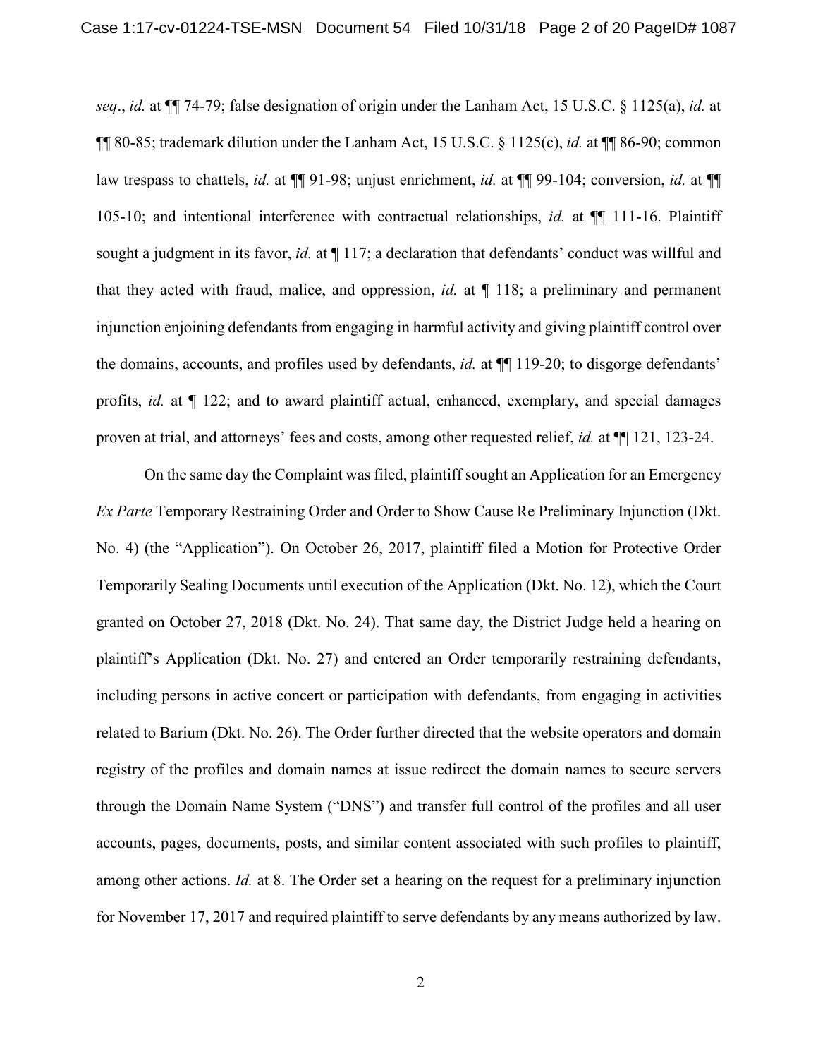*seq*., *id.* at ¶¶ 74-79; false designation of origin under the Lanham Act, 15 U.S.C. § 1125(a), *id.* at ¶¶ 80-85; trademark dilution under the Lanham Act, 15 U.S.C. § 1125(c), *id.* at ¶¶ 86-90; common law trespass to chattels, *id.* at ¶¶ 91-98; unjust enrichment, *id.* at ¶¶ 99-104; conversion, *id.* at ¶¶ 105-10; and intentional interference with contractual relationships, *id.* at ¶¶ 111-16. Plaintiff sought a judgment in its favor, *id.* at ¶ 117; a declaration that defendants' conduct was willful and that they acted with fraud, malice, and oppression, *id.* at ¶ 118; a preliminary and permanent injunction enjoining defendants from engaging in harmful activity and giving plaintiff control over the domains, accounts, and profiles used by defendants, *id.* at ¶¶ 119-20; to disgorge defendants' profits, *id.* at ¶ 122; and to award plaintiff actual, enhanced, exemplary, and special damages proven at trial, and attorneys' fees and costs, among other requested relief, *id.* at ¶¶ 121, 123-24.

On the same day the Complaint was filed, plaintiff sought an Application for an Emergency *Ex Parte* Temporary Restraining Order and Order to Show Cause Re Preliminary Injunction (Dkt. No. 4) (the "Application"). On October 26, 2017, plaintiff filed a Motion for Protective Order Temporarily Sealing Documents until execution of the Application (Dkt. No. 12), which the Court granted on October 27, 2018 (Dkt. No. 24). That same day, the District Judge held a hearing on plaintiff's Application (Dkt. No. 27) and entered an Order temporarily restraining defendants, including persons in active concert or participation with defendants, from engaging in activities related to Barium (Dkt. No. 26). The Order further directed that the website operators and domain registry of the profiles and domain names at issue redirect the domain names to secure servers through the Domain Name System ("DNS") and transfer full control of the profiles and all user accounts, pages, documents, posts, and similar content associated with such profiles to plaintiff, among other actions. *Id.* at 8. The Order set a hearing on the request for a preliminary injunction for November 17, 2017 and required plaintiff to serve defendants by any means authorized by law.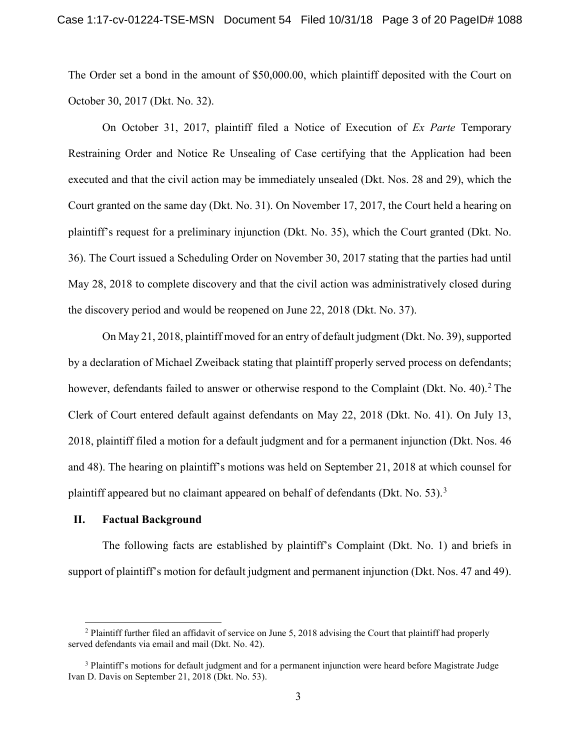The Order set a bond in the amount of $50,000.00, which plaintiff deposited with the Court on October 30, 2017 (Dkt. No. 32).

On October 31, 2017, plaintiff filed a Notice of Execution of *Ex Parte* Temporary Restraining Order and Notice Re Unsealing of Case certifying that the Application had been executed and that the civil action may be immediately unsealed (Dkt. Nos. 28 and 29), which the Court granted on the same day (Dkt. No. 31). On November 17, 2017, the Court held a hearing on plaintiff's request for a preliminary injunction (Dkt. No. 35), which the Court granted (Dkt. No. 36). The Court issued a Scheduling Order on November 30, 2017 stating that the parties had until May 28, 2018 to complete discovery and that the civil action was administratively closed during the discovery period and would be reopened on June 22, 2018 (Dkt. No. 37).

On May 21, 2018, plaintiff moved for an entry of default judgment (Dkt. No. 39), supported by a declaration of Michael Zweiback stating that plaintiff properly served process on defendants; however, defendants failed to answer or otherwise respond to the Complaint (Dkt. No. 40).[2] The Clerk of Court entered default against defendants on May 22, 2018 (Dkt. No. 41). On July 13, 2018, plaintiff filed a motion for a default judgment and for a permanent injunction (Dkt. Nos. 46 and 48). The hearing on plaintiff's motions was held on September 21, 2018 at which counsel for plaintiff appeared but no claimant appeared on behalf of defendants (Dkt. No. 53).[3]

## II. Factual Background

The following facts are established by plaintiff's Complaint (Dkt. No. 1) and briefs in support of plaintiff's motion for default judgment and permanent injunction (Dkt. Nos. 47 and 49).

---

[2] Plaintiff further filed an affidavit of service on June 5, 2018 advising the Court that plaintiff had properly served defendants via email and mail (Dkt. No. 42).

[3] Plaintiff's motions for default judgment and for a permanent injunction were heard before Magistrate Judge Ivan D. Davis on September 21, 2018 (Dkt. No. 53).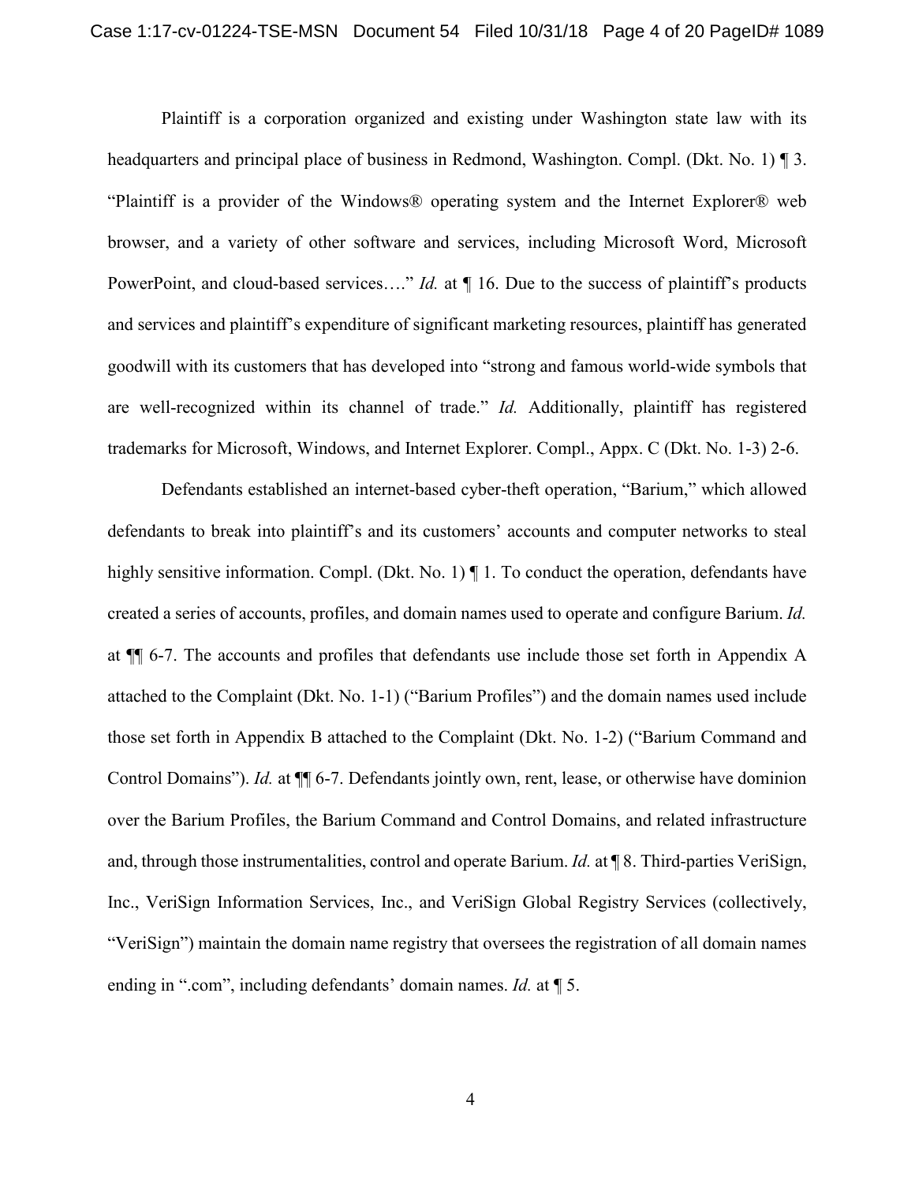Plaintiff is a corporation organized and existing under Washington state law with its headquarters and principal place of business in Redmond, Washington. Compl. (Dkt. No. 1) ¶ 3. "Plaintiff is a provider of the Windows® operating system and the Internet Explorer® web browser, and a variety of other software and services, including Microsoft Word, Microsoft PowerPoint, and cloud-based services…." *Id.* at ¶ 16. Due to the success of plaintiff's products and services and plaintiff's expenditure of significant marketing resources, plaintiff has generated goodwill with its customers that has developed into "strong and famous world-wide symbols that are well-recognized within its channel of trade." *Id.* Additionally, plaintiff has registered trademarks for Microsoft, Windows, and Internet Explorer. Compl., Appx. C (Dkt. No. 1-3) 2-6.

Defendants established an internet-based cyber-theft operation, "Barium," which allowed defendants to break into plaintiff's and its customers' accounts and computer networks to steal highly sensitive information. Compl. (Dkt. No. 1) ¶ 1. To conduct the operation, defendants have created a series of accounts, profiles, and domain names used to operate and configure Barium. *Id.* at ¶¶ 6-7. The accounts and profiles that defendants use include those set forth in Appendix A attached to the Complaint (Dkt. No. 1-1) ("Barium Profiles") and the domain names used include those set forth in Appendix B attached to the Complaint (Dkt. No. 1-2) ("Barium Command and Control Domains"). *Id.* at ¶¶ 6-7. Defendants jointly own, rent, lease, or otherwise have dominion over the Barium Profiles, the Barium Command and Control Domains, and related infrastructure and, through those instrumentalities, control and operate Barium. *Id.* at ¶ 8. Third-parties VeriSign, Inc., VeriSign Information Services, Inc., and VeriSign Global Registry Services (collectively, "VeriSign") maintain the domain name registry that oversees the registration of all domain names ending in ".com", including defendants' domain names. *Id.* at ¶ 5.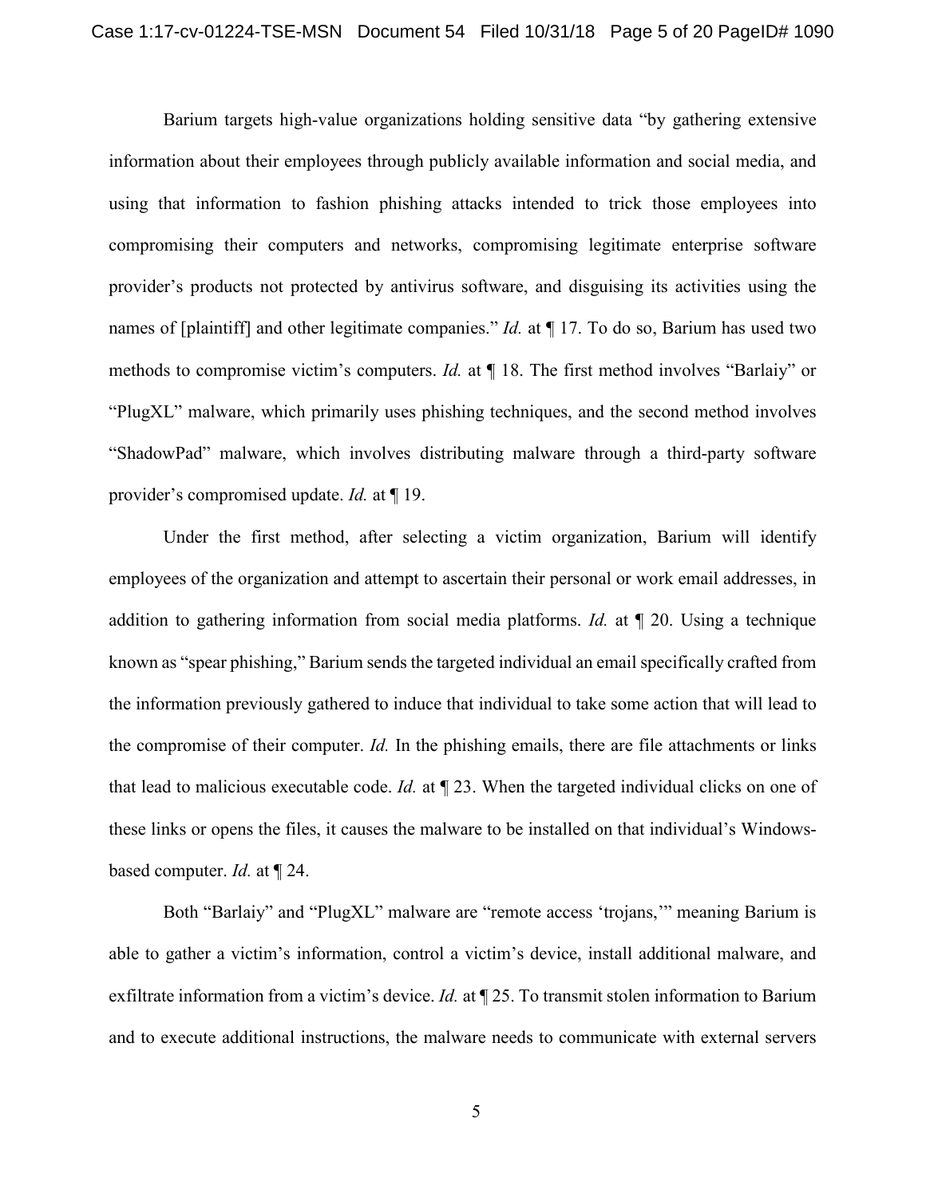Barium targets high-value organizations holding sensitive data "by gathering extensive information about their employees through publicly available information and social media, and using that information to fashion phishing attacks intended to trick those employees into compromising their computers and networks, compromising legitimate enterprise software provider's products not protected by antivirus software, and disguising its activities using the names of [plaintiff] and other legitimate companies." *Id.* at ¶ 17. To do so, Barium has used two methods to compromise victim's computers. *Id.* at ¶ 18. The first method involves "Barlaiy" or "PlugXL" malware, which primarily uses phishing techniques, and the second method involves "ShadowPad" malware, which involves distributing malware through a third-party software provider's compromised update. *Id.* at ¶ 19.

Under the first method, after selecting a victim organization, Barium will identify employees of the organization and attempt to ascertain their personal or work email addresses, in addition to gathering information from social media platforms. *Id.* at ¶ 20. Using a technique known as "spear phishing," Barium sends the targeted individual an email specifically crafted from the information previously gathered to induce that individual to take some action that will lead to the compromise of their computer. *Id.* In the phishing emails, there are file attachments or links that lead to malicious executable code. *Id.* at ¶ 23. When the targeted individual clicks on one of these links or opens the files, it causes the malware to be installed on that individual's Windows-based computer. *Id.* at ¶ 24.

Both "Barlaiy" and "PlugXL" malware are "remote access 'trojans,'" meaning Barium is able to gather a victim's information, control a victim's device, install additional malware, and exfiltrate information from a victim's device. *Id.* at ¶ 25. To transmit stolen information to Barium and to execute additional instructions, the malware needs to communicate with external servers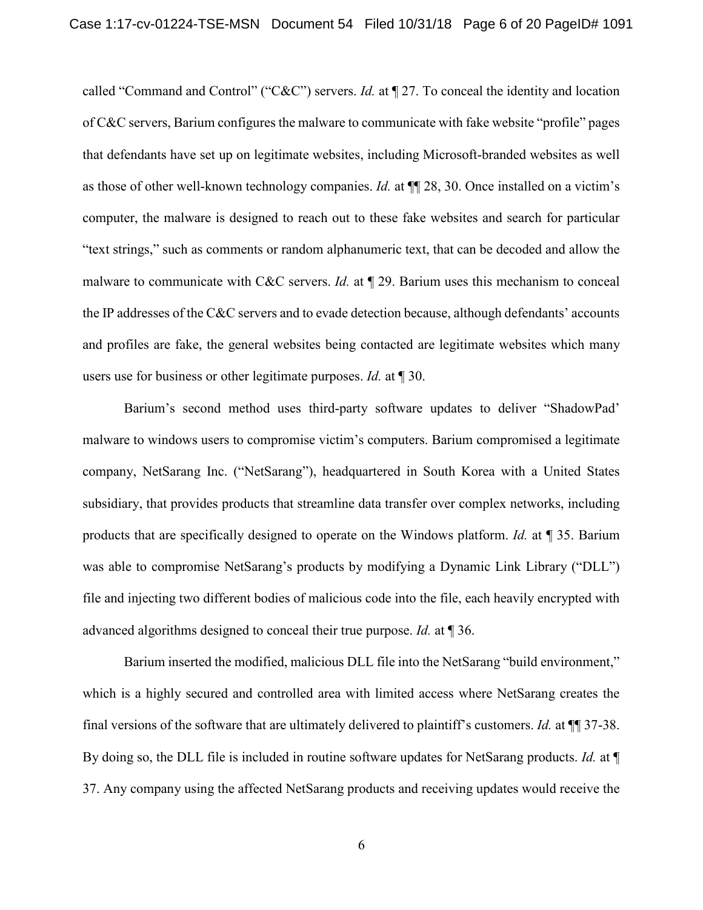called "Command and Control" ("C&C") servers. *Id.* at ¶ 27. To conceal the identity and location of C&C servers, Barium configures the malware to communicate with fake website "profile" pages that defendants have set up on legitimate websites, including Microsoft-branded websites as well as those of other well-known technology companies. *Id.* at ¶¶ 28, 30. Once installed on a victim's computer, the malware is designed to reach out to these fake websites and search for particular "text strings," such as comments or random alphanumeric text, that can be decoded and allow the malware to communicate with C&C servers. *Id.* at ¶ 29. Barium uses this mechanism to conceal the IP addresses of the C&C servers and to evade detection because, although defendants' accounts and profiles are fake, the general websites being contacted are legitimate websites which many users use for business or other legitimate purposes. *Id.* at ¶ 30.

Barium's second method uses third-party software updates to deliver "ShadowPad' malware to windows users to compromise victim's computers. Barium compromised a legitimate company, NetSarang Inc. ("NetSarang"), headquartered in South Korea with a United States subsidiary, that provides products that streamline data transfer over complex networks, including products that are specifically designed to operate on the Windows platform. *Id.* at ¶ 35. Barium was able to compromise NetSarang's products by modifying a Dynamic Link Library ("DLL") file and injecting two different bodies of malicious code into the file, each heavily encrypted with advanced algorithms designed to conceal their true purpose. *Id.* at ¶ 36.

Barium inserted the modified, malicious DLL file into the NetSarang "build environment," which is a highly secured and controlled area with limited access where NetSarang creates the final versions of the software that are ultimately delivered to plaintiff's customers. *Id.* at ¶¶ 37-38. By doing so, the DLL file is included in routine software updates for NetSarang products. *Id.* at ¶ 37. Any company using the affected NetSarang products and receiving updates would receive the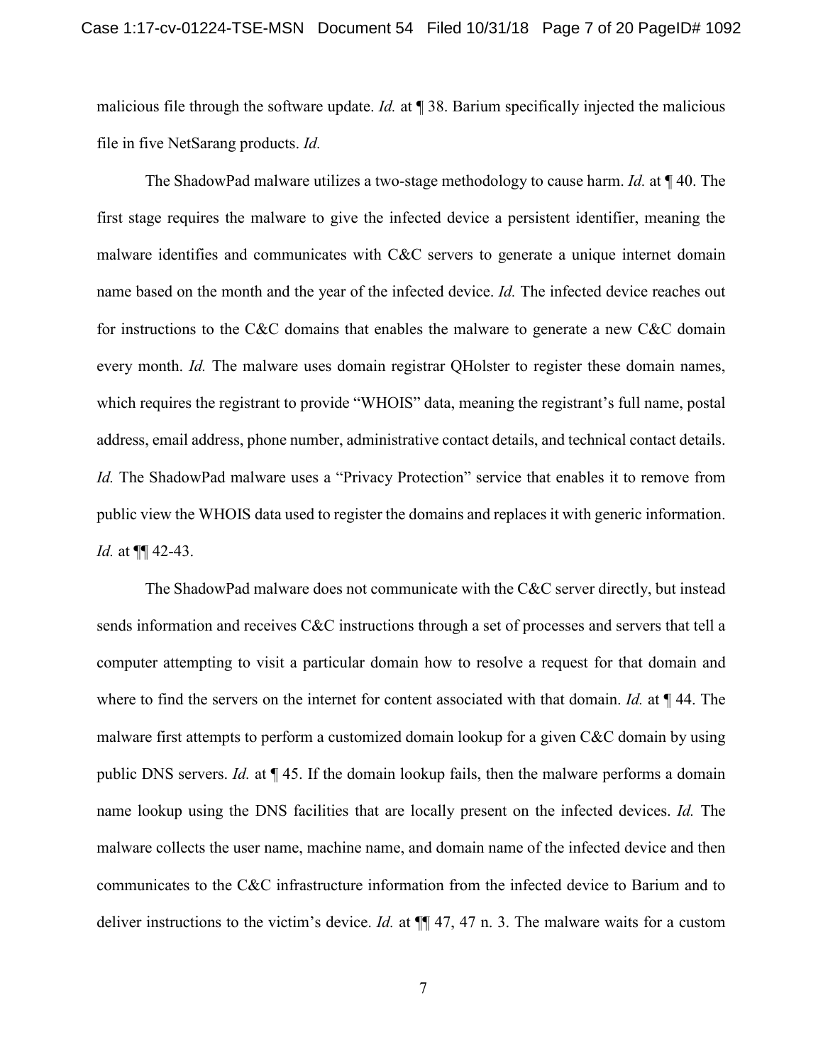malicious file through the software update. *Id.* at ¶ 38. Barium specifically injected the malicious file in five NetSarang products. *Id.*

The ShadowPad malware utilizes a two-stage methodology to cause harm. *Id.* at ¶ 40. The first stage requires the malware to give the infected device a persistent identifier, meaning the malware identifies and communicates with C&C servers to generate a unique internet domain name based on the month and the year of the infected device. *Id.* The infected device reaches out for instructions to the C&C domains that enables the malware to generate a new C&C domain every month. *Id.* The malware uses domain registrar QHolster to register these domain names, which requires the registrant to provide "WHOIS" data, meaning the registrant's full name, postal address, email address, phone number, administrative contact details, and technical contact details. *Id.* The ShadowPad malware uses a "Privacy Protection" service that enables it to remove from public view the WHOIS data used to register the domains and replaces it with generic information. *Id.* at ¶¶ 42-43.

The ShadowPad malware does not communicate with the C&C server directly, but instead sends information and receives C&C instructions through a set of processes and servers that tell a computer attempting to visit a particular domain how to resolve a request for that domain and where to find the servers on the internet for content associated with that domain. *Id.* at ¶ 44. The malware first attempts to perform a customized domain lookup for a given C&C domain by using public DNS servers. *Id.* at ¶ 45. If the domain lookup fails, then the malware performs a domain name lookup using the DNS facilities that are locally present on the infected devices. *Id.* The malware collects the user name, machine name, and domain name of the infected device and then communicates to the C&C infrastructure information from the infected device to Barium and to deliver instructions to the victim's device. *Id.* at ¶¶ 47, 47 n. 3. The malware waits for a custom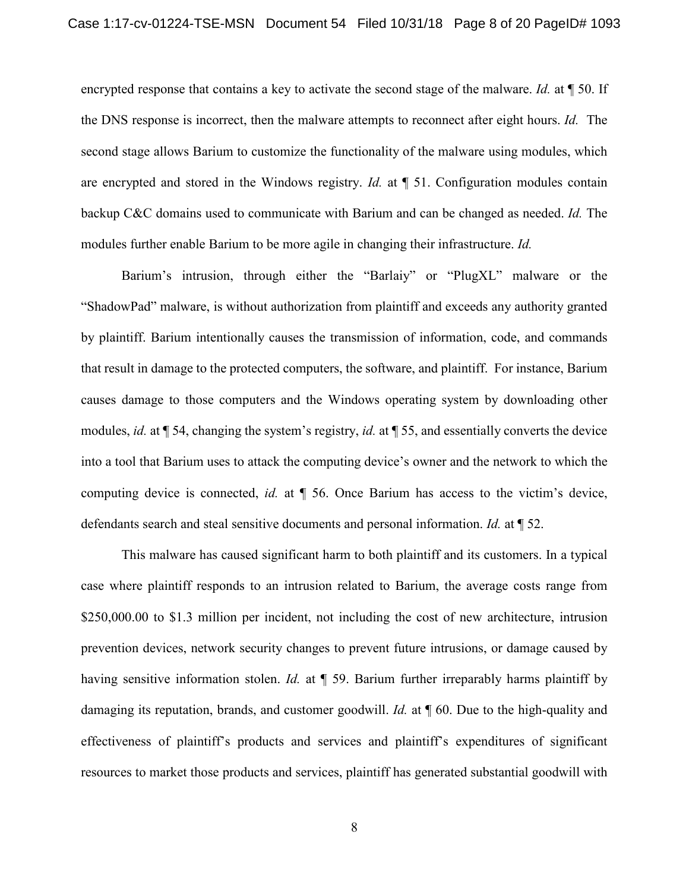encrypted response that contains a key to activate the second stage of the malware. *Id.* at ¶ 50. If the DNS response is incorrect, then the malware attempts to reconnect after eight hours. *Id.* The second stage allows Barium to customize the functionality of the malware using modules, which are encrypted and stored in the Windows registry. *Id.* at ¶ 51. Configuration modules contain backup C&C domains used to communicate with Barium and can be changed as needed. *Id.* The modules further enable Barium to be more agile in changing their infrastructure. *Id.*

Barium's intrusion, through either the "Barlaiy" or "PlugXL" malware or the "ShadowPad" malware, is without authorization from plaintiff and exceeds any authority granted by plaintiff. Barium intentionally causes the transmission of information, code, and commands that result in damage to the protected computers, the software, and plaintiff. For instance, Barium causes damage to those computers and the Windows operating system by downloading other modules, *id.* at ¶ 54, changing the system's registry, *id.* at ¶ 55, and essentially converts the device into a tool that Barium uses to attack the computing device's owner and the network to which the computing device is connected, *id.* at ¶ 56. Once Barium has access to the victim's device, defendants search and steal sensitive documents and personal information. *Id.* at ¶ 52.

This malware has caused significant harm to both plaintiff and its customers. In a typical case where plaintiff responds to an intrusion related to Barium, the average costs range from $250,000.00 to $1.3 million per incident, not including the cost of new architecture, intrusion prevention devices, network security changes to prevent future intrusions, or damage caused by having sensitive information stolen. *Id.* at ¶ 59. Barium further irreparably harms plaintiff by damaging its reputation, brands, and customer goodwill. *Id.* at ¶ 60. Due to the high-quality and effectiveness of plaintiff's products and services and plaintiff's expenditures of significant resources to market those products and services, plaintiff has generated substantial goodwill with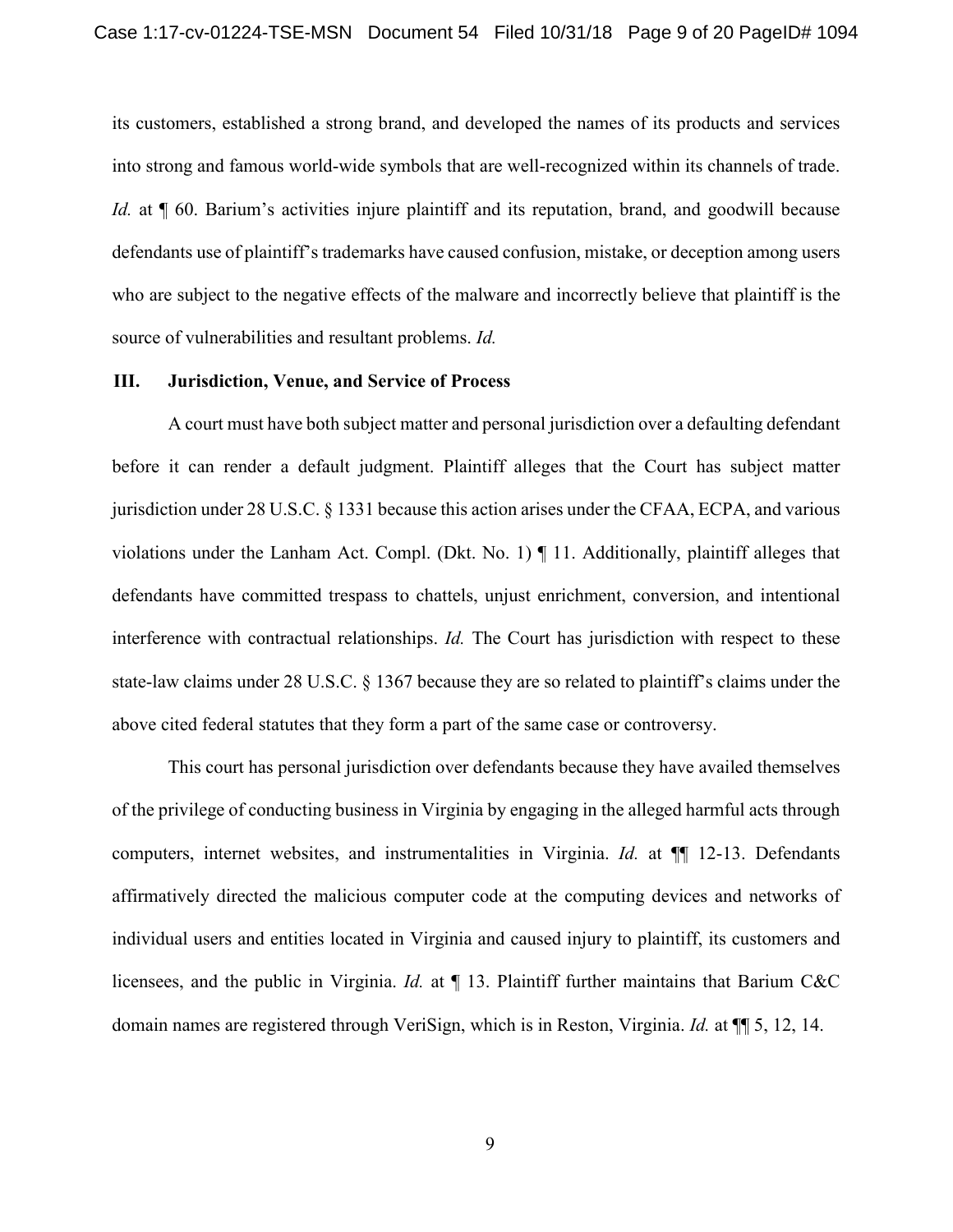its customers, established a strong brand, and developed the names of its products and services into strong and famous world-wide symbols that are well-recognized within its channels of trade. *Id.* at ¶ 60. Barium's activities injure plaintiff and its reputation, brand, and goodwill because defendants use of plaintiff's trademarks have caused confusion, mistake, or deception among users who are subject to the negative effects of the malware and incorrectly believe that plaintiff is the source of vulnerabilities and resultant problems. *Id.*

## III. Jurisdiction, Venue, and Service of Process

A court must have both subject matter and personal jurisdiction over a defaulting defendant before it can render a default judgment. Plaintiff alleges that the Court has subject matter jurisdiction under 28 U.S.C. § 1331 because this action arises under the CFAA, ECPA, and various violations under the Lanham Act. Compl. (Dkt. No. 1) ¶ 11. Additionally, plaintiff alleges that defendants have committed trespass to chattels, unjust enrichment, conversion, and intentional interference with contractual relationships. *Id.* The Court has jurisdiction with respect to these state-law claims under 28 U.S.C. § 1367 because they are so related to plaintiff's claims under the above cited federal statutes that they form a part of the same case or controversy.

This court has personal jurisdiction over defendants because they have availed themselves of the privilege of conducting business in Virginia by engaging in the alleged harmful acts through computers, internet websites, and instrumentalities in Virginia. *Id.* at ¶¶ 12-13. Defendants affirmatively directed the malicious computer code at the computing devices and networks of individual users and entities located in Virginia and caused injury to plaintiff, its customers and licensees, and the public in Virginia. *Id.* at ¶ 13. Plaintiff further maintains that Barium C&C domain names are registered through VeriSign, which is in Reston, Virginia. *Id.* at ¶¶ 5, 12, 14.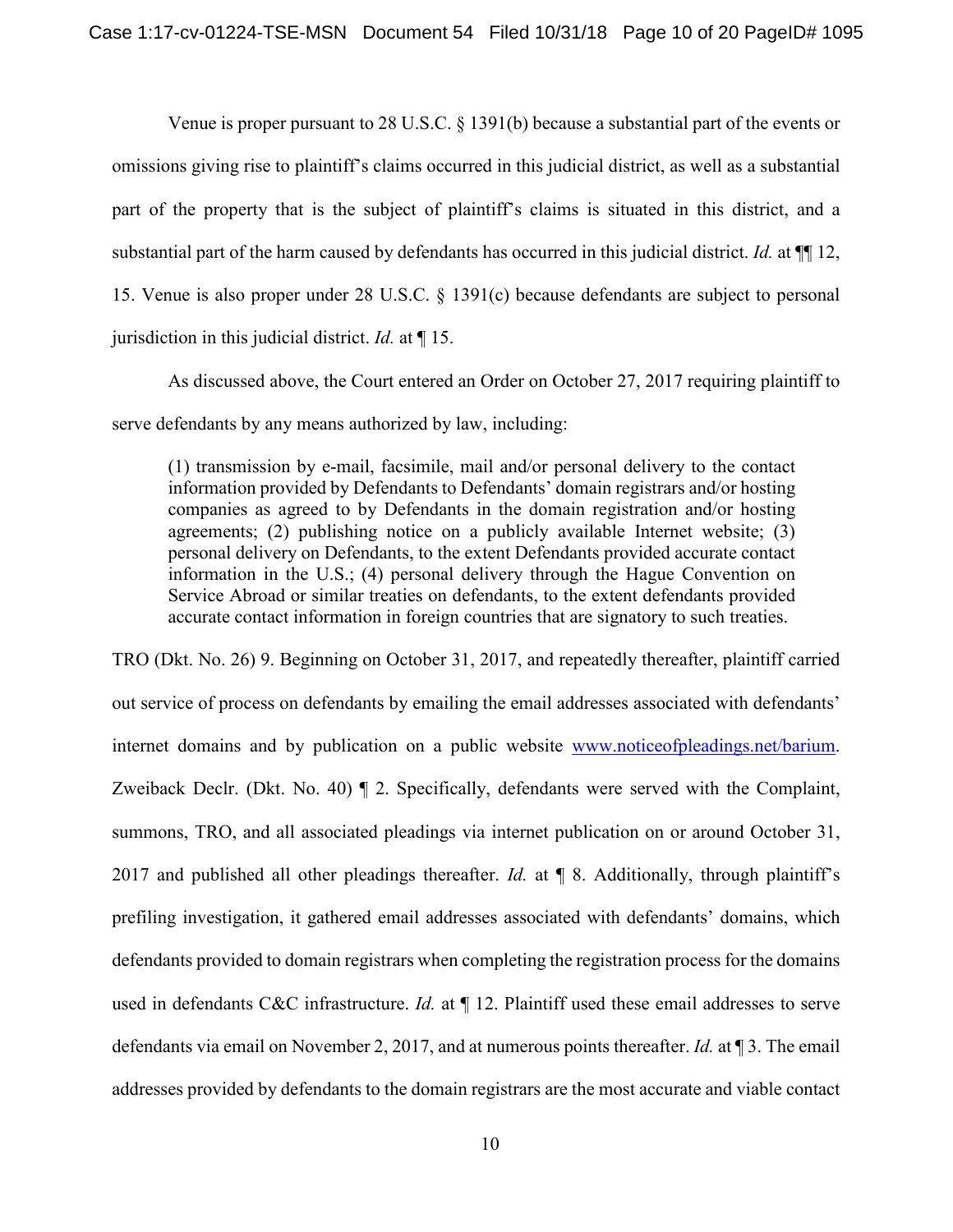Venue is proper pursuant to 28 U.S.C. § 1391(b) because a substantial part of the events or omissions giving rise to plaintiff's claims occurred in this judicial district, as well as a substantial part of the property that is the subject of plaintiff's claims is situated in this district, and a substantial part of the harm caused by defendants has occurred in this judicial district. *Id.* at ¶¶ 12, 15. Venue is also proper under 28 U.S.C. § 1391(c) because defendants are subject to personal jurisdiction in this judicial district. *Id.* at ¶ 15.

As discussed above, the Court entered an Order on October 27, 2017 requiring plaintiff to serve defendants by any means authorized by law, including:

> (1) transmission by e-mail, facsimile, mail and/or personal delivery to the contact information provided by Defendants to Defendants' domain registrars and/or hosting companies as agreed to by Defendants in the domain registration and/or hosting agreements; (2) publishing notice on a publicly available Internet website; (3) personal delivery on Defendants, to the extent Defendants provided accurate contact information in the U.S.; (4) personal delivery through the Hague Convention on Service Abroad or similar treaties on defendants, to the extent defendants provided accurate contact information in foreign countries that are signatory to such treaties.

TRO (Dkt. No. 26) 9. Beginning on October 31, 2017, and repeatedly thereafter, plaintiff carried out service of process on defendants by emailing the email addresses associated with defendants' internet domains and by publication on a public website www.noticeofpleadings.net/barium. Zweiback Declr. (Dkt. No. 40) ¶ 2. Specifically, defendants were served with the Complaint, summons, TRO, and all associated pleadings via internet publication on or around October 31, 2017 and published all other pleadings thereafter. *Id.* at ¶ 8. Additionally, through plaintiff's prefiling investigation, it gathered email addresses associated with defendants' domains, which defendants provided to domain registrars when completing the registration process for the domains used in defendants C&C infrastructure. *Id.* at ¶ 12. Plaintiff used these email addresses to serve defendants via email on November 2, 2017, and at numerous points thereafter. *Id.* at ¶ 3. The email addresses provided by defendants to the domain registrars are the most accurate and viable contact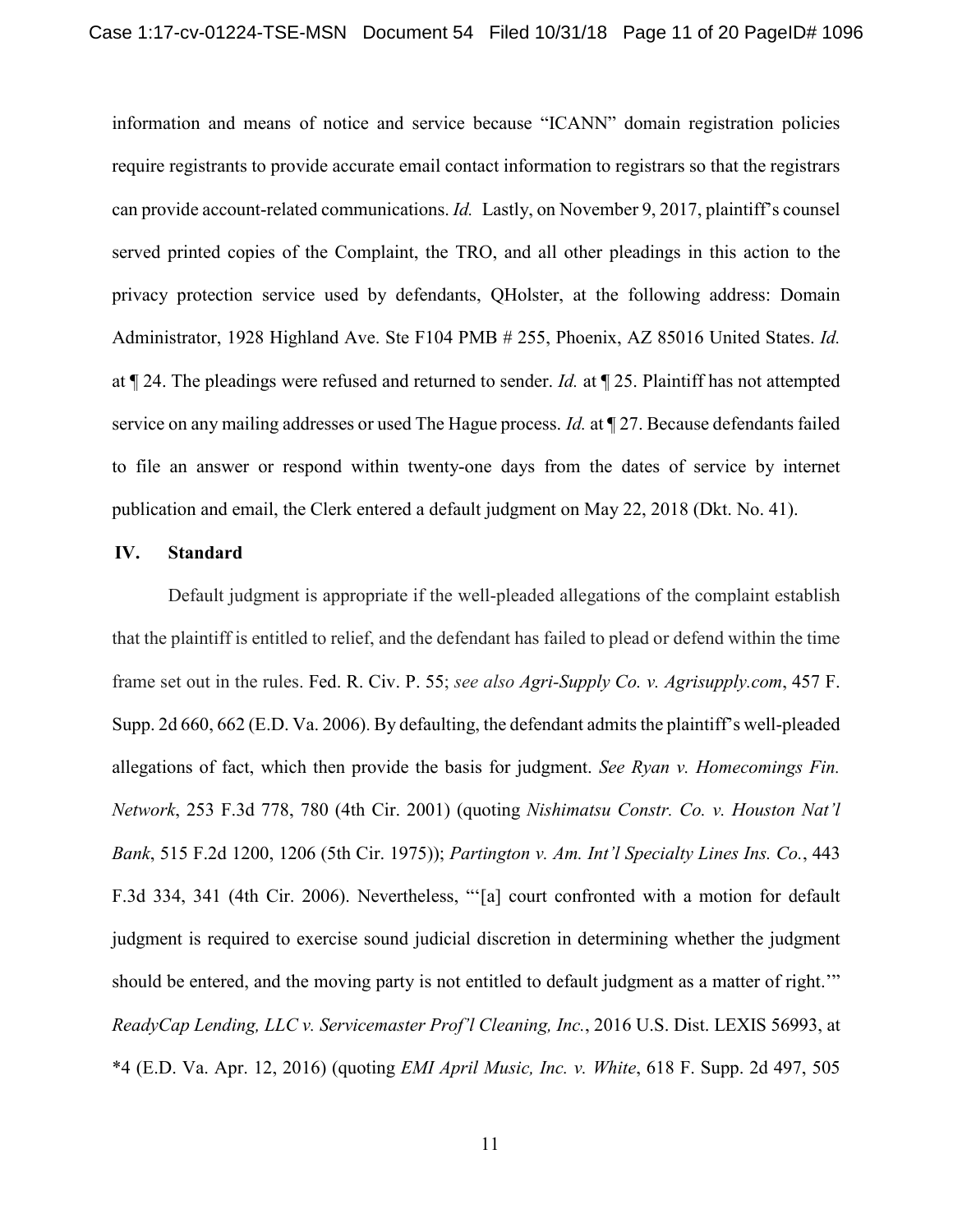information and means of notice and service because "ICANN" domain registration policies require registrants to provide accurate email contact information to registrars so that the registrars can provide account-related communications. *Id.* Lastly, on November 9, 2017, plaintiff's counsel served printed copies of the Complaint, the TRO, and all other pleadings in this action to the privacy protection service used by defendants, QHolster, at the following address: Domain Administrator, 1928 Highland Ave. Ste F104 PMB # 255, Phoenix, AZ 85016 United States. *Id.* at ¶ 24. The pleadings were refused and returned to sender. *Id.* at ¶ 25. Plaintiff has not attempted service on any mailing addresses or used The Hague process. *Id.* at ¶ 27. Because defendants failed to file an answer or respond within twenty-one days from the dates of service by internet publication and email, the Clerk entered a default judgment on May 22, 2018 (Dkt. No. 41).

## IV. Standard

Default judgment is appropriate if the well-pleaded allegations of the complaint establish that the plaintiff is entitled to relief, and the defendant has failed to plead or defend within the time frame set out in the rules. Fed. R. Civ. P. 55; *see also Agri-Supply Co. v. Agrisupply.com*, 457 F. Supp. 2d 660, 662 (E.D. Va. 2006). By defaulting, the defendant admits the plaintiff's well-pleaded allegations of fact, which then provide the basis for judgment. *See Ryan v. Homecomings Fin. Network*, 253 F.3d 778, 780 (4th Cir. 2001) (quoting *Nishimatsu Constr. Co. v. Houston Nat'l Bank*, 515 F.2d 1200, 1206 (5th Cir. 1975)); *Partington v. Am. Int'l Specialty Lines Ins. Co.*, 443 F.3d 334, 341 (4th Cir. 2006). Nevertheless, "'[a] court confronted with a motion for default judgment is required to exercise sound judicial discretion in determining whether the judgment should be entered, and the moving party is not entitled to default judgment as a matter of right.'" *ReadyCap Lending, LLC v. Servicemaster Prof'l Cleaning, Inc.*, 2016 U.S. Dist. LEXIS 56993, at *4 (E.D. Va. Apr. 12, 2016) (quoting *EMI April Music, Inc. v. White*, 618 F. Supp. 2d 497, 505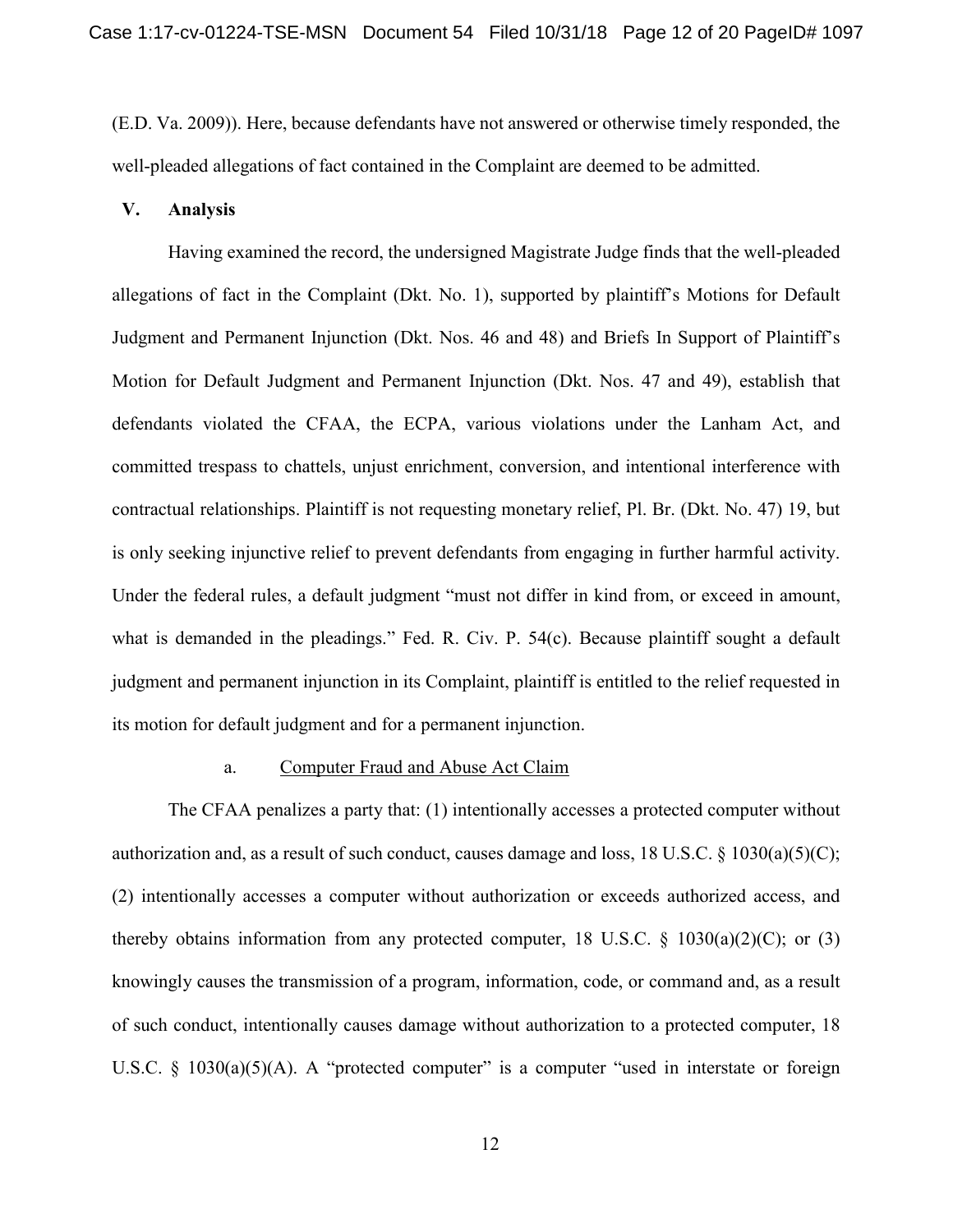(E.D. Va. 2009)). Here, because defendants have not answered or otherwise timely responded, the well-pleaded allegations of fact contained in the Complaint are deemed to be admitted.

## V. Analysis

Having examined the record, the undersigned Magistrate Judge finds that the well-pleaded allegations of fact in the Complaint (Dkt. No. 1), supported by plaintiff's Motions for Default Judgment and Permanent Injunction (Dkt. Nos. 46 and 48) and Briefs In Support of Plaintiff's Motion for Default Judgment and Permanent Injunction (Dkt. Nos. 47 and 49), establish that defendants violated the CFAA, the ECPA, various violations under the Lanham Act, and committed trespass to chattels, unjust enrichment, conversion, and intentional interference with contractual relationships. Plaintiff is not requesting monetary relief, Pl. Br. (Dkt. No. 47) 19, but is only seeking injunctive relief to prevent defendants from engaging in further harmful activity. Under the federal rules, a default judgment "must not differ in kind from, or exceed in amount, what is demanded in the pleadings." Fed. R. Civ. P. 54(c). Because plaintiff sought a default judgment and permanent injunction in its Complaint, plaintiff is entitled to the relief requested in its motion for default judgment and for a permanent injunction.

### a. Computer Fraud and Abuse Act Claim

The CFAA penalizes a party that: (1) intentionally accesses a protected computer without authorization and, as a result of such conduct, causes damage and loss, 18 U.S.C. § 1030(a)(5)(C); (2) intentionally accesses a computer without authorization or exceeds authorized access, and thereby obtains information from any protected computer, 18 U.S.C. § 1030(a)(2)(C); or (3) knowingly causes the transmission of a program, information, code, or command and, as a result of such conduct, intentionally causes damage without authorization to a protected computer, 18 U.S.C. § 1030(a)(5)(A). A "protected computer" is a computer "used in interstate or foreign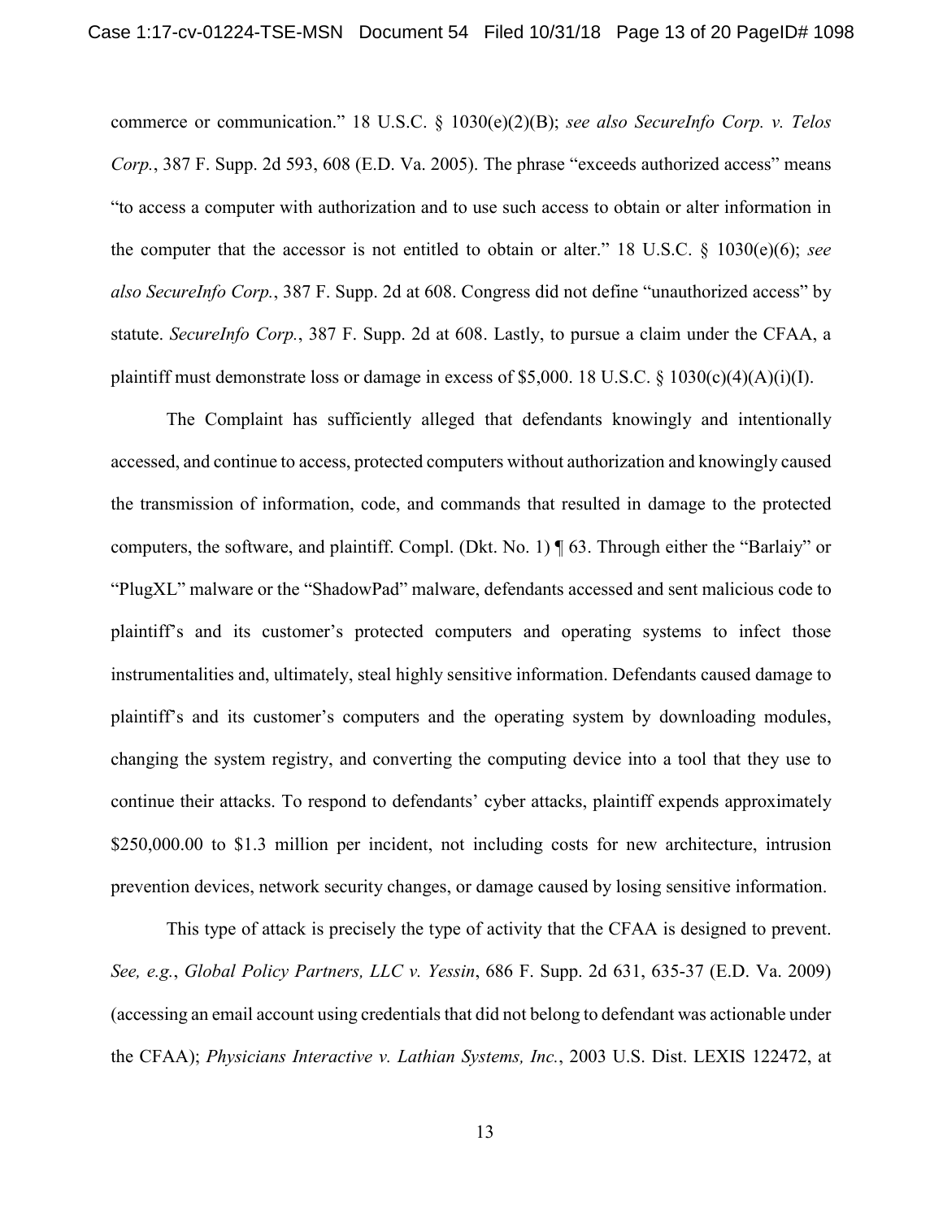commerce or communication." 18 U.S.C. § 1030(e)(2)(B); *see also SecureInfo Corp. v. Telos Corp.*, 387 F. Supp. 2d 593, 608 (E.D. Va. 2005). The phrase "exceeds authorized access" means "to access a computer with authorization and to use such access to obtain or alter information in the computer that the accessor is not entitled to obtain or alter." 18 U.S.C. § 1030(e)(6); *see also SecureInfo Corp.*, 387 F. Supp. 2d at 608. Congress did not define "unauthorized access" by statute. *SecureInfo Corp.*, 387 F. Supp. 2d at 608. Lastly, to pursue a claim under the CFAA, a plaintiff must demonstrate loss or damage in excess of $5,000. 18 U.S.C. § 1030(c)(4)(A)(i)(I).

The Complaint has sufficiently alleged that defendants knowingly and intentionally accessed, and continue to access, protected computers without authorization and knowingly caused the transmission of information, code, and commands that resulted in damage to the protected computers, the software, and plaintiff. Compl. (Dkt. No. 1) ¶ 63. Through either the "Barlaiy" or "PlugXL" malware or the "ShadowPad" malware, defendants accessed and sent malicious code to plaintiff's and its customer's protected computers and operating systems to infect those instrumentalities and, ultimately, steal highly sensitive information. Defendants caused damage to plaintiff's and its customer's computers and the operating system by downloading modules, changing the system registry, and converting the computing device into a tool that they use to continue their attacks. To respond to defendants' cyber attacks, plaintiff expends approximately $250,000.00 to $1.3 million per incident, not including costs for new architecture, intrusion prevention devices, network security changes, or damage caused by losing sensitive information.

This type of attack is precisely the type of activity that the CFAA is designed to prevent. *See, e.g.*, *Global Policy Partners, LLC v. Yessin*, 686 F. Supp. 2d 631, 635-37 (E.D. Va. 2009) (accessing an email account using credentials that did not belong to defendant was actionable under the CFAA); *Physicians Interactive v. Lathian Systems, Inc.*, 2003 U.S. Dist. LEXIS 122472, at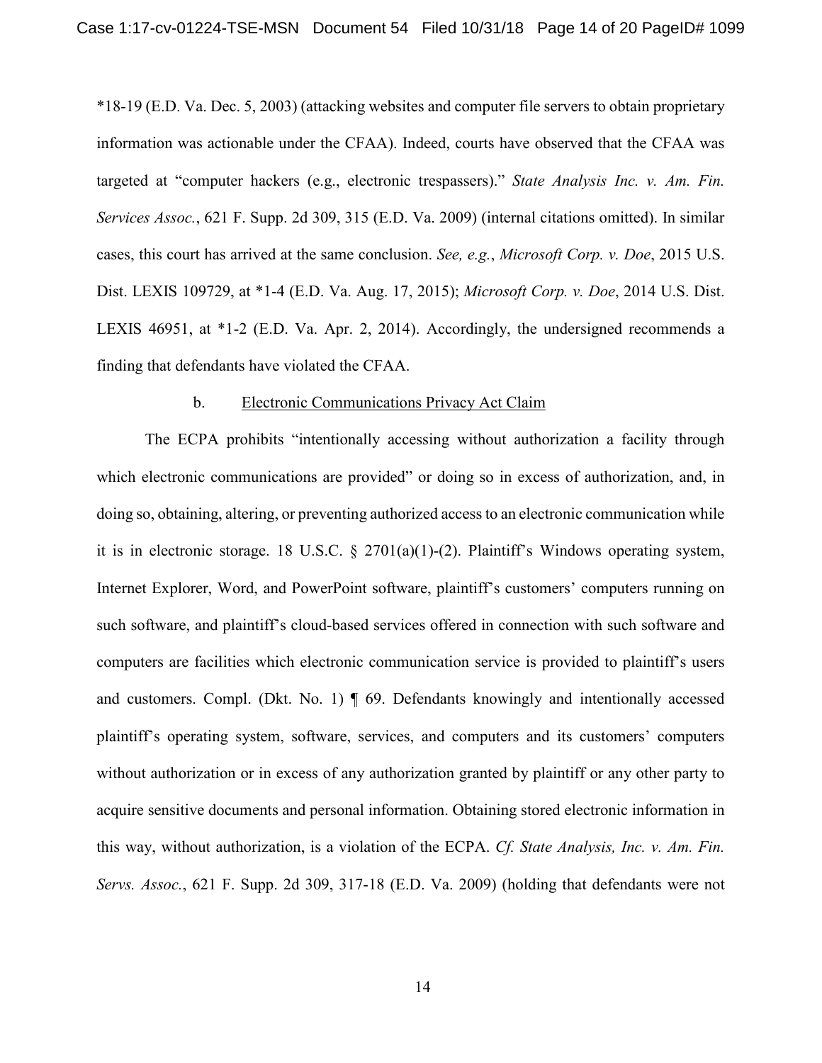*18-19 (E.D. Va. Dec. 5, 2003) (attacking websites and computer file servers to obtain proprietary information was actionable under the CFAA). Indeed, courts have observed that the CFAA was targeted at "computer hackers (e.g., electronic trespassers)." *State Analysis Inc. v. Am. Fin. Services Assoc.*, 621 F. Supp. 2d 309, 315 (E.D. Va. 2009) (internal citations omitted). In similar cases, this court has arrived at the same conclusion. *See, e.g.*, *Microsoft Corp. v. Doe*, 2015 U.S. Dist. LEXIS 109729, at *1-4 (E.D. Va. Aug. 17, 2015); *Microsoft Corp. v. Doe*, 2014 U.S. Dist. LEXIS 46951, at *1-2 (E.D. Va. Apr. 2, 2014). Accordingly, the undersigned recommends a finding that defendants have violated the CFAA.

b. Electronic Communications Privacy Act Claim

The ECPA prohibits "intentionally accessing without authorization a facility through which electronic communications are provided" or doing so in excess of authorization, and, in doing so, obtaining, altering, or preventing authorized access to an electronic communication while it is in electronic storage. 18 U.S.C. § 2701(a)(1)-(2). Plaintiff's Windows operating system, Internet Explorer, Word, and PowerPoint software, plaintiff's customers' computers running on such software, and plaintiff's cloud-based services offered in connection with such software and computers are facilities which electronic communication service is provided to plaintiff's users and customers. Compl. (Dkt. No. 1) ¶ 69. Defendants knowingly and intentionally accessed plaintiff's operating system, software, services, and computers and its customers' computers without authorization or in excess of any authorization granted by plaintiff or any other party to acquire sensitive documents and personal information. Obtaining stored electronic information in this way, without authorization, is a violation of the ECPA. *Cf. State Analysis, Inc. v. Am. Fin. Servs. Assoc.*, 621 F. Supp. 2d 309, 317-18 (E.D. Va. 2009) (holding that defendants were not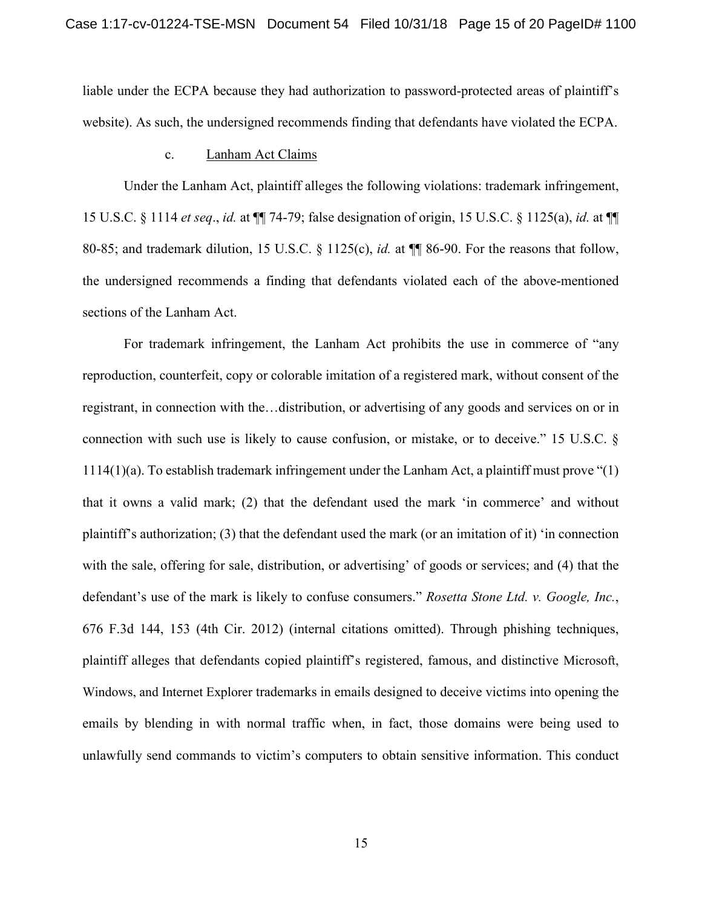liable under the ECPA because they had authorization to password-protected areas of plaintiff's website). As such, the undersigned recommends finding that defendants have violated the ECPA.

c. Lanham Act Claims

Under the Lanham Act, plaintiff alleges the following violations: trademark infringement, 15 U.S.C. § 1114 *et seq*., *id.* at ¶¶ 74-79; false designation of origin, 15 U.S.C. § 1125(a), *id.* at ¶¶ 80-85; and trademark dilution, 15 U.S.C. § 1125(c), *id.* at ¶¶ 86-90. For the reasons that follow, the undersigned recommends a finding that defendants violated each of the above-mentioned sections of the Lanham Act.

For trademark infringement, the Lanham Act prohibits the use in commerce of "any reproduction, counterfeit, copy or colorable imitation of a registered mark, without consent of the registrant, in connection with the…distribution, or advertising of any goods and services on or in connection with such use is likely to cause confusion, or mistake, or to deceive." 15 U.S.C. § 1114(1)(a). To establish trademark infringement under the Lanham Act, a plaintiff must prove "(1) that it owns a valid mark; (2) that the defendant used the mark 'in commerce' and without plaintiff's authorization; (3) that the defendant used the mark (or an imitation of it) 'in connection with the sale, offering for sale, distribution, or advertising' of goods or services; and (4) that the defendant's use of the mark is likely to confuse consumers." *Rosetta Stone Ltd. v. Google, Inc.*, 676 F.3d 144, 153 (4th Cir. 2012) (internal citations omitted). Through phishing techniques, plaintiff alleges that defendants copied plaintiff's registered, famous, and distinctive Microsoft, Windows, and Internet Explorer trademarks in emails designed to deceive victims into opening the emails by blending in with normal traffic when, in fact, those domains were being used to unlawfully send commands to victim's computers to obtain sensitive information. This conduct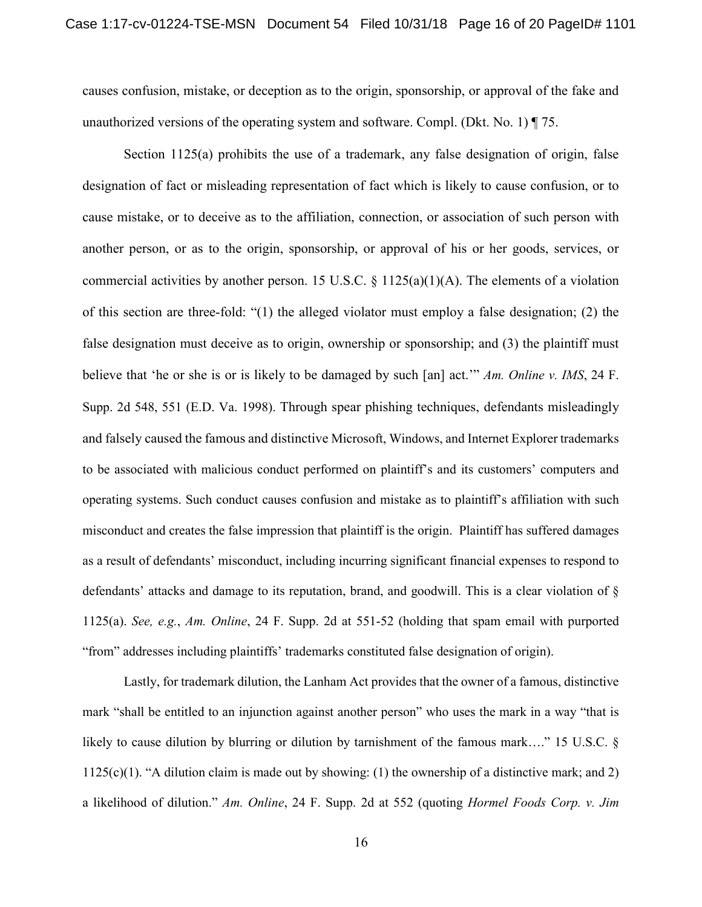causes confusion, mistake, or deception as to the origin, sponsorship, or approval of the fake and unauthorized versions of the operating system and software. Compl. (Dkt. No. 1) ¶ 75.

Section 1125(a) prohibits the use of a trademark, any false designation of origin, false designation of fact or misleading representation of fact which is likely to cause confusion, or to cause mistake, or to deceive as to the affiliation, connection, or association of such person with another person, or as to the origin, sponsorship, or approval of his or her goods, services, or commercial activities by another person. 15 U.S.C. § 1125(a)(1)(A). The elements of a violation of this section are three-fold: "(1) the alleged violator must employ a false designation; (2) the false designation must deceive as to origin, ownership or sponsorship; and (3) the plaintiff must believe that 'he or she is or is likely to be damaged by such [an] act.'" *Am. Online v. IMS*, 24 F. Supp. 2d 548, 551 (E.D. Va. 1998). Through spear phishing techniques, defendants misleadingly and falsely caused the famous and distinctive Microsoft, Windows, and Internet Explorer trademarks to be associated with malicious conduct performed on plaintiff's and its customers' computers and operating systems. Such conduct causes confusion and mistake as to plaintiff's affiliation with such misconduct and creates the false impression that plaintiff is the origin. Plaintiff has suffered damages as a result of defendants' misconduct, including incurring significant financial expenses to respond to defendants' attacks and damage to its reputation, brand, and goodwill. This is a clear violation of § 1125(a). *See, e.g.*, *Am. Online*, 24 F. Supp. 2d at 551-52 (holding that spam email with purported "from" addresses including plaintiffs' trademarks constituted false designation of origin).

Lastly, for trademark dilution, the Lanham Act provides that the owner of a famous, distinctive mark "shall be entitled to an injunction against another person" who uses the mark in a way "that is likely to cause dilution by blurring or dilution by tarnishment of the famous mark…." 15 U.S.C. § 1125(c)(1). "A dilution claim is made out by showing: (1) the ownership of a distinctive mark; and 2) a likelihood of dilution." *Am. Online*, 24 F. Supp. 2d at 552 (quoting *Hormel Foods Corp. v. Jim*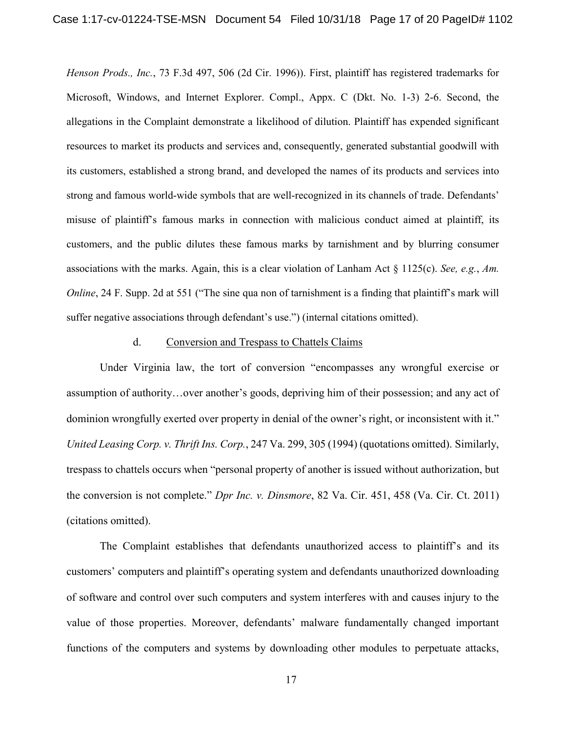*Henson Prods., Inc.*, 73 F.3d 497, 506 (2d Cir. 1996)). First, plaintiff has registered trademarks for Microsoft, Windows, and Internet Explorer. Compl., Appx. C (Dkt. No. 1-3) 2-6. Second, the allegations in the Complaint demonstrate a likelihood of dilution. Plaintiff has expended significant resources to market its products and services and, consequently, generated substantial goodwill with its customers, established a strong brand, and developed the names of its products and services into strong and famous world-wide symbols that are well-recognized in its channels of trade. Defendants' misuse of plaintiff's famous marks in connection with malicious conduct aimed at plaintiff, its customers, and the public dilutes these famous marks by tarnishment and by blurring consumer associations with the marks. Again, this is a clear violation of Lanham Act § 1125(c). *See, e.g.*, *Am. Online*, 24 F. Supp. 2d at 551 ("The sine qua non of tarnishment is a finding that plaintiff's mark will suffer negative associations through defendant's use.") (internal citations omitted).

d. Conversion and Trespass to Chattels Claims

Under Virginia law, the tort of conversion "encompasses any wrongful exercise or assumption of authority…over another's goods, depriving him of their possession; and any act of dominion wrongfully exerted over property in denial of the owner's right, or inconsistent with it." *United Leasing Corp. v. Thrift Ins. Corp.*, 247 Va. 299, 305 (1994) (quotations omitted). Similarly, trespass to chattels occurs when "personal property of another is issued without authorization, but the conversion is not complete." *Dpr Inc. v. Dinsmore*, 82 Va. Cir. 451, 458 (Va. Cir. Ct. 2011) (citations omitted).

The Complaint establishes that defendants unauthorized access to plaintiff's and its customers' computers and plaintiff's operating system and defendants unauthorized downloading of software and control over such computers and system interferes with and causes injury to the value of those properties. Moreover, defendants' malware fundamentally changed important functions of the computers and systems by downloading other modules to perpetuate attacks,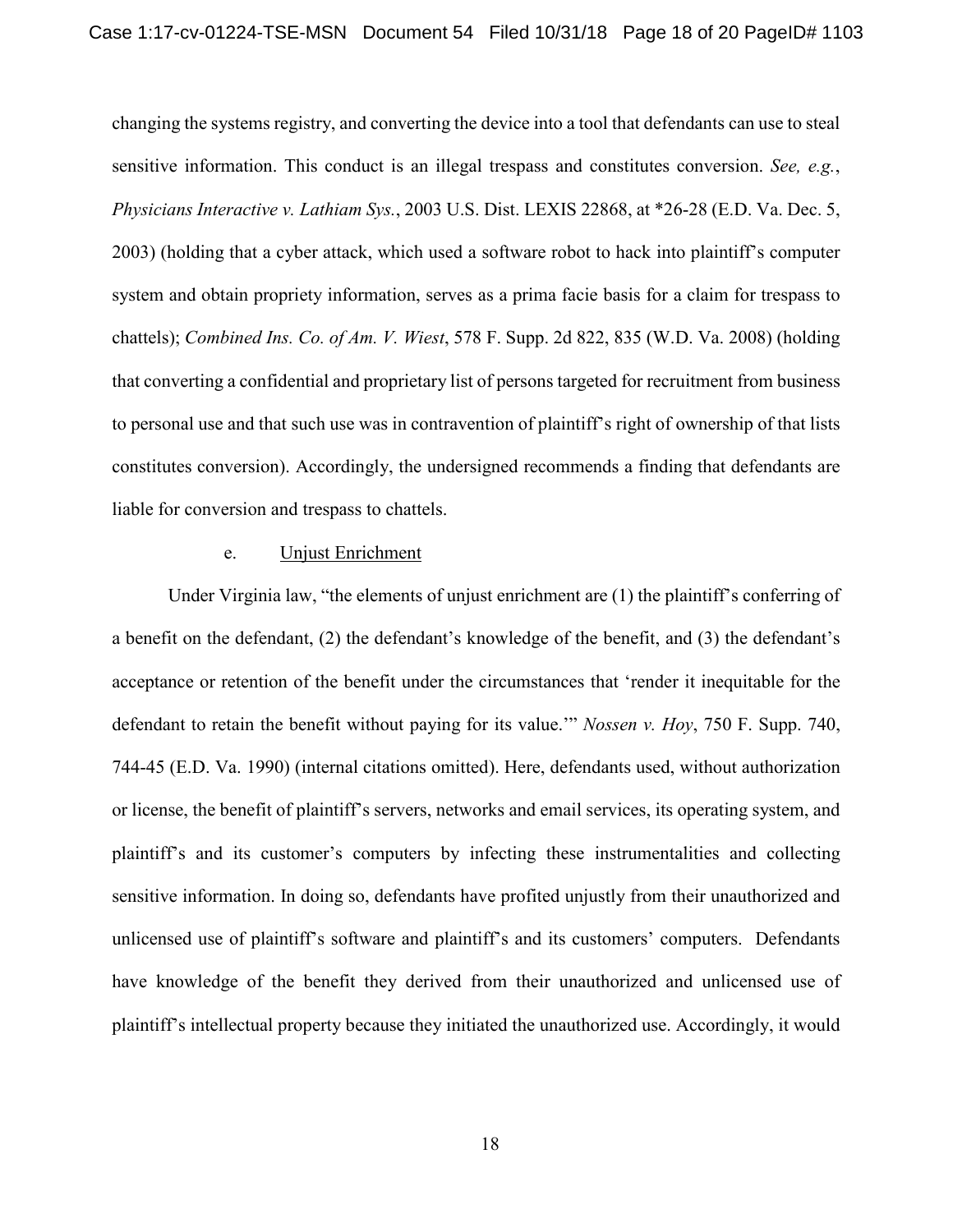changing the systems registry, and converting the device into a tool that defendants can use to steal sensitive information. This conduct is an illegal trespass and constitutes conversion. *See, e.g.*, *Physicians Interactive v. Lathiam Sys.*, 2003 U.S. Dist. LEXIS 22868, at *26-28 (E.D. Va. Dec. 5, 2003) (holding that a cyber attack, which used a software robot to hack into plaintiff's computer system and obtain propriety information, serves as a prima facie basis for a claim for trespass to chattels); *Combined Ins. Co. of Am. V. Wiest*, 578 F. Supp. 2d 822, 835 (W.D. Va. 2008) (holding that converting a confidential and proprietary list of persons targeted for recruitment from business to personal use and that such use was in contravention of plaintiff's right of ownership of that lists constitutes conversion). Accordingly, the undersigned recommends a finding that defendants are liable for conversion and trespass to chattels.

e. Unjust Enrichment

Under Virginia law, "the elements of unjust enrichment are (1) the plaintiff's conferring of a benefit on the defendant, (2) the defendant's knowledge of the benefit, and (3) the defendant's acceptance or retention of the benefit under the circumstances that 'render it inequitable for the defendant to retain the benefit without paying for its value.'" *Nossen v. Hoy*, 750 F. Supp. 740, 744-45 (E.D. Va. 1990) (internal citations omitted). Here, defendants used, without authorization or license, the benefit of plaintiff's servers, networks and email services, its operating system, and plaintiff's and its customer's computers by infecting these instrumentalities and collecting sensitive information. In doing so, defendants have profited unjustly from their unauthorized and unlicensed use of plaintiff's software and plaintiff's and its customers' computers. Defendants have knowledge of the benefit they derived from their unauthorized and unlicensed use of plaintiff's intellectual property because they initiated the unauthorized use. Accordingly, it would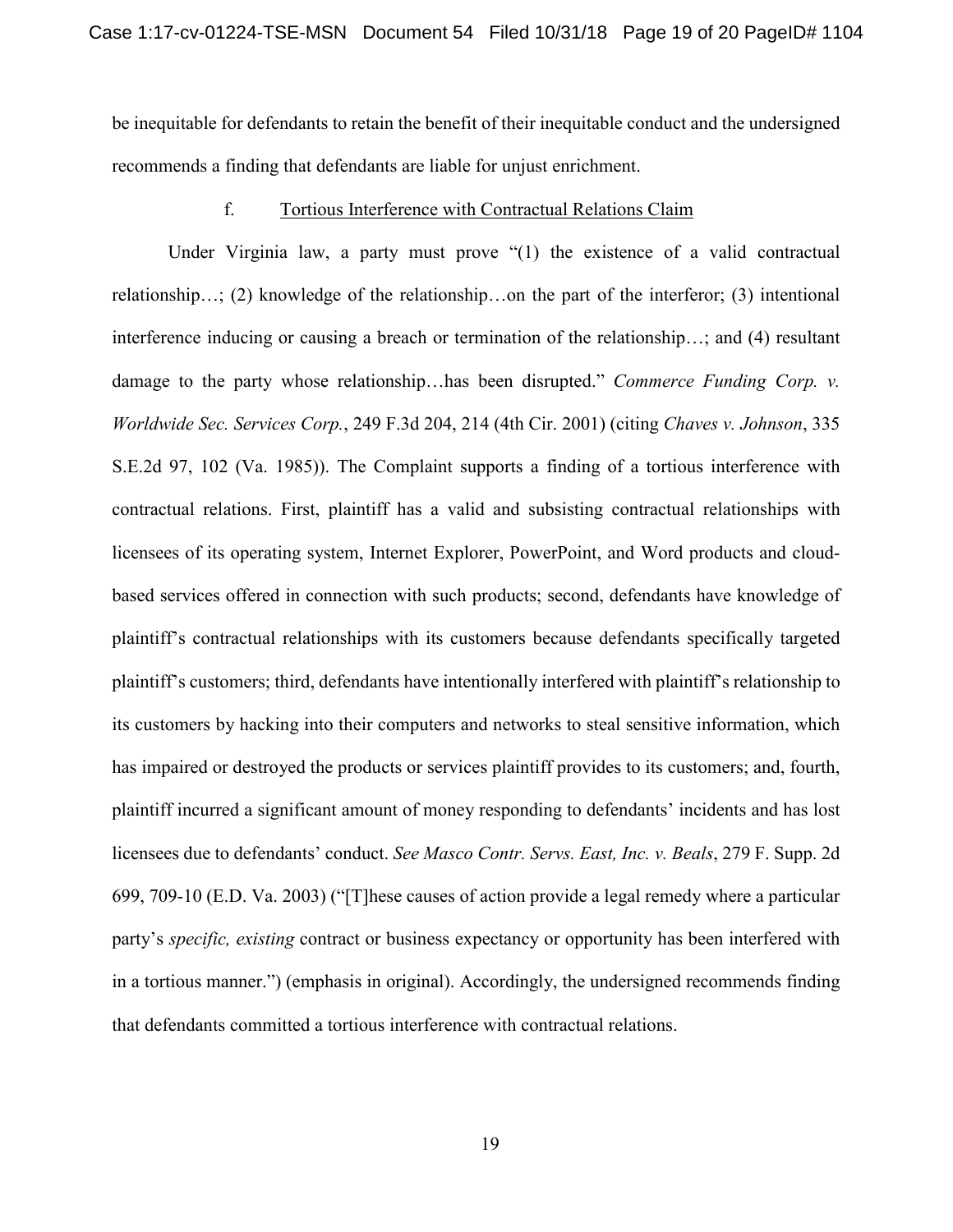be inequitable for defendants to retain the benefit of their inequitable conduct and the undersigned recommends a finding that defendants are liable for unjust enrichment.

f. Tortious Interference with Contractual Relations Claim

Under Virginia law, a party must prove "(1) the existence of a valid contractual relationship…; (2) knowledge of the relationship…on the part of the interferor; (3) intentional interference inducing or causing a breach or termination of the relationship…; and (4) resultant damage to the party whose relationship…has been disrupted." *Commerce Funding Corp. v. Worldwide Sec. Services Corp.*, 249 F.3d 204, 214 (4th Cir. 2001) (citing *Chaves v. Johnson*, 335 S.E.2d 97, 102 (Va. 1985)). The Complaint supports a finding of a tortious interference with contractual relations. First, plaintiff has a valid and subsisting contractual relationships with licensees of its operating system, Internet Explorer, PowerPoint, and Word products and cloud-based services offered in connection with such products; second, defendants have knowledge of plaintiff's contractual relationships with its customers because defendants specifically targeted plaintiff's customers; third, defendants have intentionally interfered with plaintiff's relationship to its customers by hacking into their computers and networks to steal sensitive information, which has impaired or destroyed the products or services plaintiff provides to its customers; and, fourth, plaintiff incurred a significant amount of money responding to defendants' incidents and has lost licensees due to defendants' conduct. *See Masco Contr. Servs. East, Inc. v. Beals*, 279 F. Supp. 2d 699, 709-10 (E.D. Va. 2003) ("[T]hese causes of action provide a legal remedy where a particular party's *specific, existing* contract or business expectancy or opportunity has been interfered with in a tortious manner.") (emphasis in original). Accordingly, the undersigned recommends finding that defendants committed a tortious interference with contractual relations.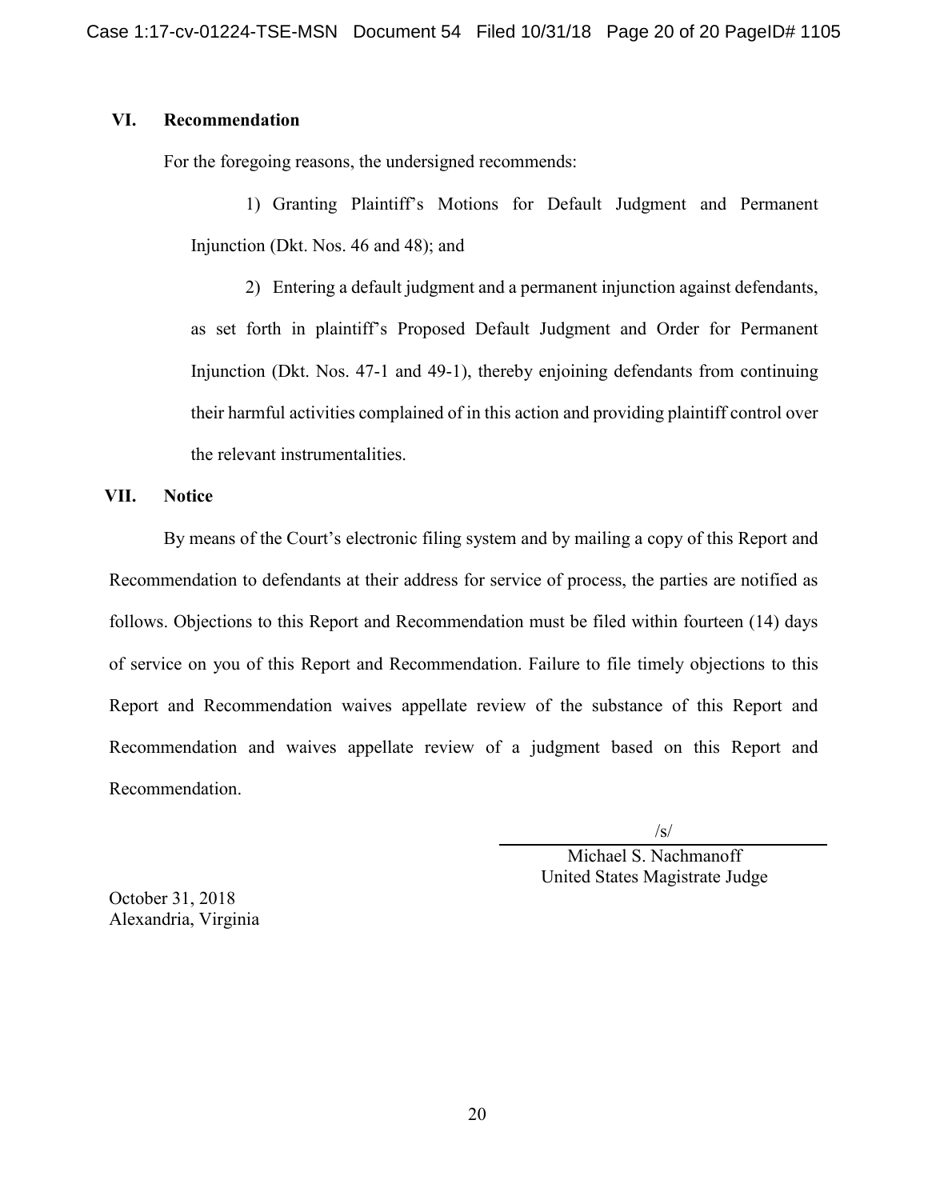## VI. Recommendation

For the foregoing reasons, the undersigned recommends:

1) Granting Plaintiff's Motions for Default Judgment and Permanent Injunction (Dkt. Nos. 46 and 48); and

2) Entering a default judgment and a permanent injunction against defendants, as set forth in plaintiff's Proposed Default Judgment and Order for Permanent Injunction (Dkt. Nos. 47-1 and 49-1), thereby enjoining defendants from continuing their harmful activities complained of in this action and providing plaintiff control over the relevant instrumentalities.

## VII. Notice

By means of the Court's electronic filing system and by mailing a copy of this Report and Recommendation to defendants at their address for service of process, the parties are notified as follows. Objections to this Report and Recommendation must be filed within fourteen (14) days of service on you of this Report and Recommendation. Failure to file timely objections to this Report and Recommendation waives appellate review of the substance of this Report and Recommendation and waives appellate review of a judgment based on this Report and Recommendation.

/s/
Michael S. Nachmanoff
United States Magistrate Judge

October 31, 2018
Alexandria, Virginia